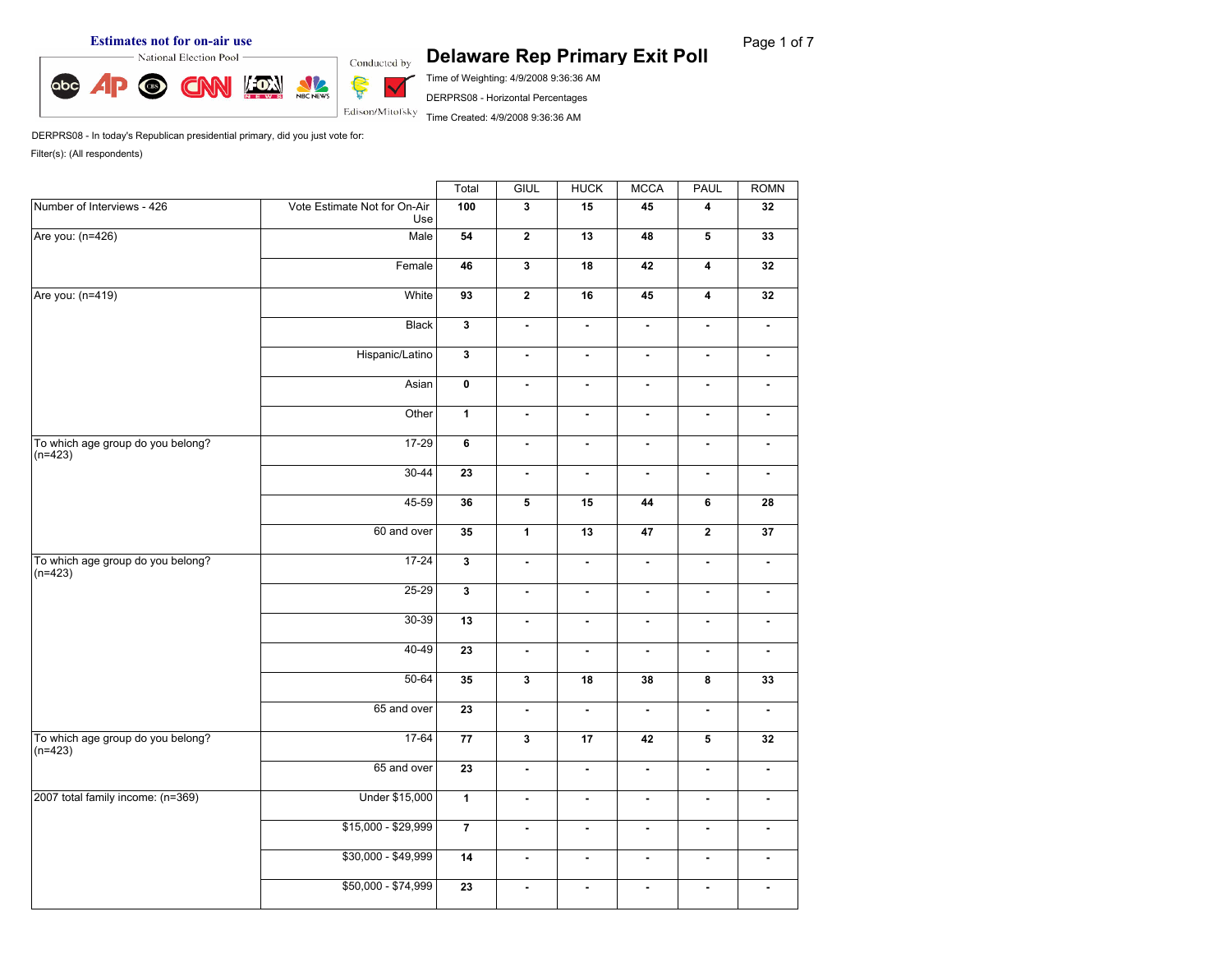**Estimates not for on-air use**

National Election Pool

Conducted by Edison/Mitofsky

# Delaware Rep Primary Exit Poll

Time of Weighting: 4/9/2008 9:36:36 AM

DERPRS08 - Horizontal Percentages

Time Created: 4/9/2008 9:36:36 AM

DERPRS08 - In today's Republican presidential primary, did you just vote for:

Filter(s): (All respondents)

| | | Total | GIUL | HUCK | MCCA | PAUL | ROMN |
|---|---|---|---|---|---|---|---|
| Number of Interviews - 426 | Vote Estimate Not for On-Air Use | **100** | **3** | **15** | **45** | **4** | **32** |
| Are you: (n=426) | Male | **54** | **2** | **13** | **48** | **5** | **33** |
| | Female | **46** | **3** | **18** | **42** | **4** | **32** |
| Are you: (n=419) | White | **93** | **2** | **16** | **45** | **4** | **32** |
| | Black | **3** | - | - | - | - | - |
| | Hispanic/Latino | **3** | - | - | - | - | - |
| | Asian | **0** | - | - | - | - | - |
| | Other | **1** | - | - | - | - | - |
| To which age group do you belong? (n=423) | 17-29 | **6** | - | - | - | - | - |
| | 30-44 | **23** | - | - | - | - | - |
| | 45-59 | **36** | **5** | **15** | **44** | **6** | **28** |
| | 60 and over | **35** | **1** | **13** | **47** | **2** | **37** |
| To which age group do you belong? (n=423) | 17-24 | **3** | - | - | - | - | - |
| | 25-29 | **3** | - | - | - | - | - |
| | 30-39 | **13** | - | - | - | - | - |
| | 40-49 | **23** | - | - | - | - | - |
| | 50-64 | **35** | **3** | **18** | **38** | **8** | **33** |
| | 65 and over | **23** | - | - | - | - | - |
| To which age group do you belong? (n=423) | 17-64 | **77** | **3** | **17** | **42** | **5** | **32** |
| | 65 and over | **23** | - | - | - | - | - |
| 2007 total family income: (n=369) | Under $15,000 | **1** | - | - | - | - | - |
| | $15,000 - $29,999 | **7** | - | - | - | - | - |
| | $30,000 - $49,999 | **14** | - | - | - | - | - |
| | $50,000 - $74,999 | **23** | - | - | - | - | - |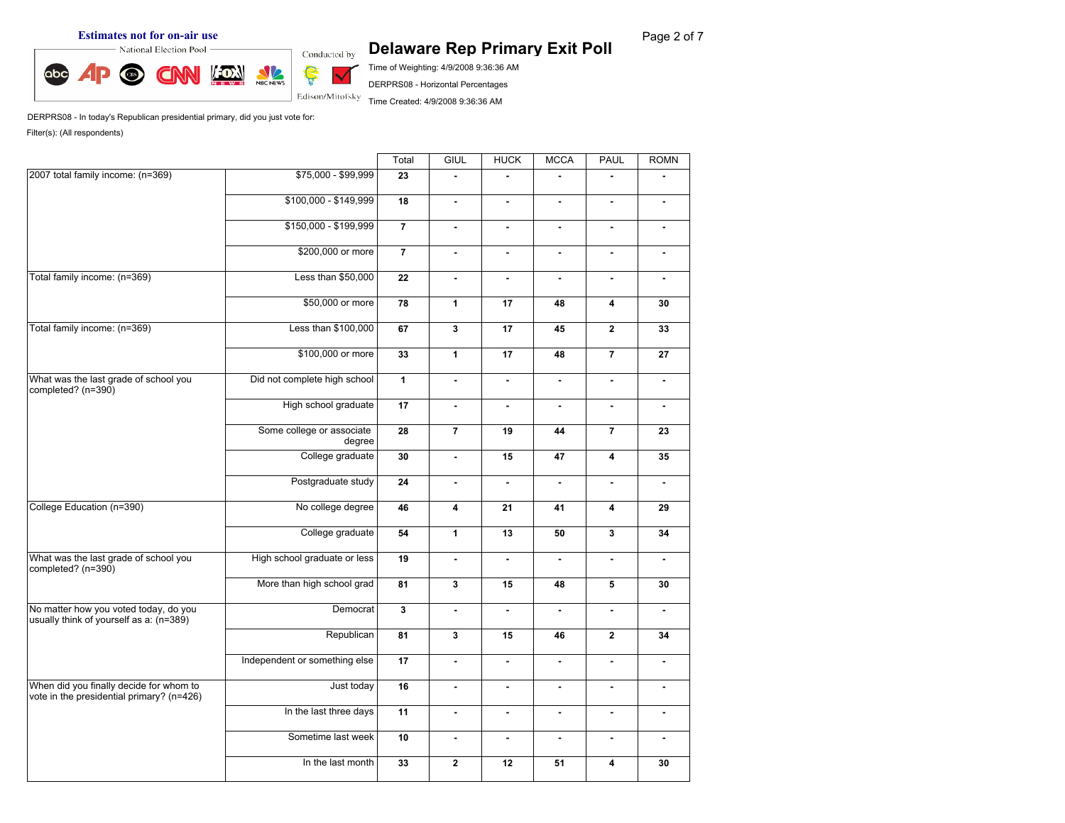Estimates not for on-air use

National Election Pool

Conducted by Edison/Mitofsky

# Delaware Rep Primary Exit Poll

Time of Weighting: 4/9/2008 9:36:36 AM

DERPRS08 - Horizontal Percentages

Time Created: 4/9/2008 9:36:36 AM

DERPRS08 - In today's Republican presidential primary, did you just vote for:

Filter(s): (All respondents)

| | | Total | GIUL | HUCK | MCCA | PAUL | ROMN |
|---|---|---|---|---|---|---|---|
| 2007 total family income: (n=369) | $75,000 - $99,999 | 23 | - | - | - | - | - |
| | $100,000 - $149,999 | 18 | - | - | - | - | - |
| | $150,000 - $199,999 | 7 | - | - | - | - | - |
| | $200,000 or more | 7 | - | - | - | - | - |
| Total family income: (n=369) | Less than $50,000 | 22 | - | - | - | - | - |
| | $50,000 or more | 78 | 1 | 17 | 48 | 4 | 30 |
| Total family income: (n=369) | Less than $100,000 | 67 | 3 | 17 | 45 | 2 | 33 |
| | $100,000 or more | 33 | 1 | 17 | 48 | 7 | 27 |
| What was the last grade of school you completed? (n=390) | Did not complete high school | 1 | - | - | - | - | - |
| | High school graduate | 17 | - | - | - | - | - |
| | Some college or associate degree | 28 | 7 | 19 | 44 | 7 | 23 |
| | College graduate | 30 | - | 15 | 47 | 4 | 35 |
| | Postgraduate study | 24 | - | - | - | - | - |
| College Education (n=390) | No college degree | 46 | 4 | 21 | 41 | 4 | 29 |
| | College graduate | 54 | 1 | 13 | 50 | 3 | 34 |
| What was the last grade of school you completed? (n=390) | High school graduate or less | 19 | - | - | - | - | - |
| | More than high school grad | 81 | 3 | 15 | 48 | 5 | 30 |
| No matter how you voted today, do you usually think of yourself as a: (n=389) | Democrat | 3 | - | - | - | - | - |
| | Republican | 81 | 3 | 15 | 46 | 2 | 34 |
| | Independent or something else | 17 | - | - | - | - | - |
| When did you finally decide for whom to vote in the presidential primary? (n=426) | Just today | 16 | - | - | - | - | - |
| | In the last three days | 11 | - | - | - | - | - |
| | Sometime last week | 10 | - | - | - | - | - |
| | In the last month | 33 | 2 | 12 | 51 | 4 | 30 |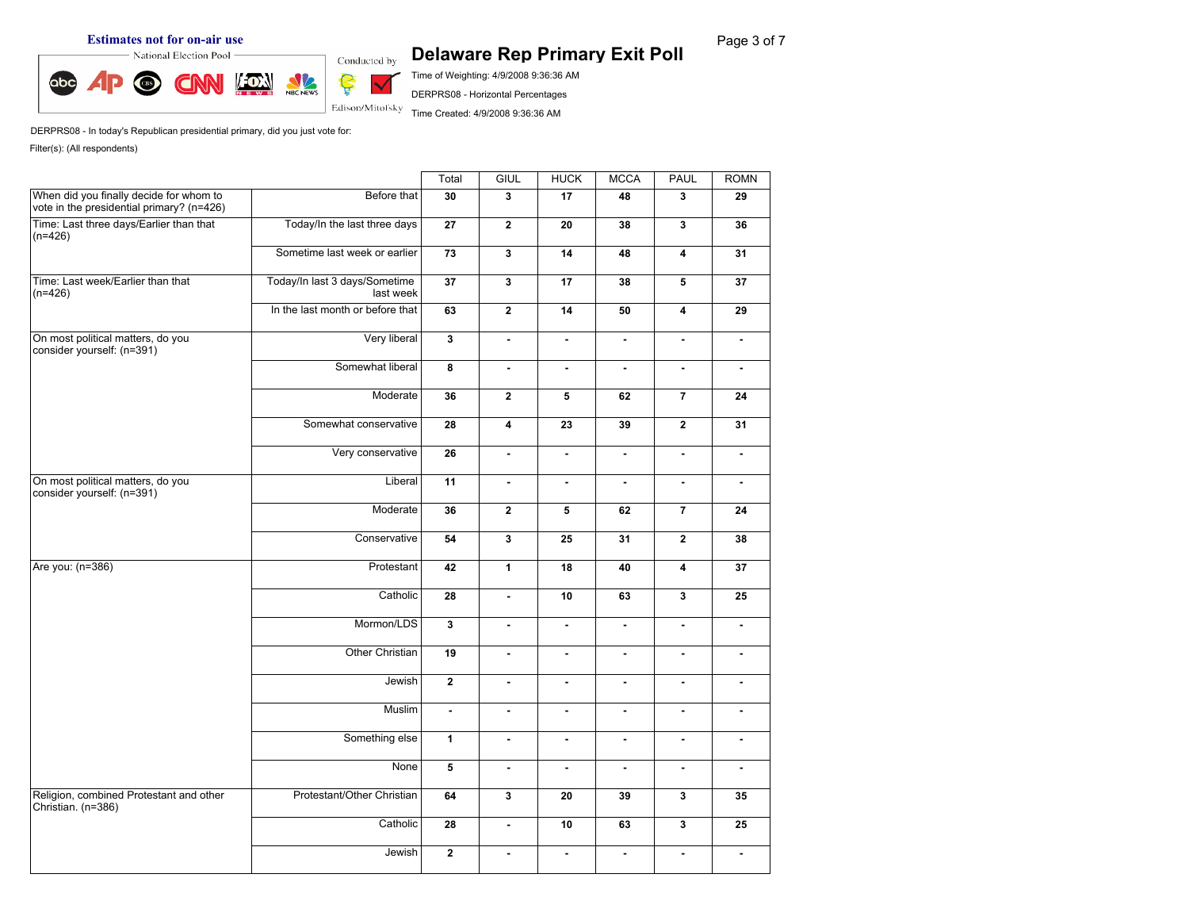Estimates not for on-air use

National Election Pool

Conducted by Edison/Mitofsky

# Delaware Rep Primary Exit Poll

Time of Weighting: 4/9/2008 9:36:36 AM

DERPRS08 - Horizontal Percentages

Time Created: 4/9/2008 9:36:36 AM

DERPRS08 - In today's Republican presidential primary, did you just vote for:

Filter(s): (All respondents)

| | | Total | GIUL | HUCK | MCCA | PAUL | ROMN |
|---|---|---|---|---|---|---|---|
| When did you finally decide for whom to vote in the presidential primary? (n=426) | Before that | 30 | 3 | 17 | 48 | 3 | 29 |
| Time: Last three days/Earlier than that (n=426) | Today/In the last three days | 27 | 2 | 20 | 38 | 3 | 36 |
| | Sometime last week or earlier | 73 | 3 | 14 | 48 | 4 | 31 |
| Time: Last week/Earlier than that (n=426) | Today/In last 3 days/Sometime last week | 37 | 3 | 17 | 38 | 5 | 37 |
| | In the last month or before that | 63 | 2 | 14 | 50 | 4 | 29 |
| On most political matters, do you consider yourself: (n=391) | Very liberal | 3 | - | - | - | - | - |
| | Somewhat liberal | 8 | - | - | - | - | - |
| | Moderate | 36 | 2 | 5 | 62 | 7 | 24 |
| | Somewhat conservative | 28 | 4 | 23 | 39 | 2 | 31 |
| | Very conservative | 26 | - | - | - | - | - |
| On most political matters, do you consider yourself: (n=391) | Liberal | 11 | - | - | - | - | - |
| | Moderate | 36 | 2 | 5 | 62 | 7 | 24 |
| | Conservative | 54 | 3 | 25 | 31 | 2 | 38 |
| Are you: (n=386) | Protestant | 42 | 1 | 18 | 40 | 4 | 37 |
| | Catholic | 28 | - | 10 | 63 | 3 | 25 |
| | Mormon/LDS | 3 | - | - | - | - | - |
| | Other Christian | 19 | - | - | - | - | - |
| | Jewish | 2 | - | - | - | - | - |
| | Muslim | - | - | - | - | - | - |
| | Something else | 1 | - | - | - | - | - |
| | None | 5 | - | - | - | - | - |
| Religion, combined Protestant and other Christian. (n=386) | Protestant/Other Christian | 64 | 3 | 20 | 39 | 3 | 35 |
| | Catholic | 28 | - | 10 | 63 | 3 | 25 |
| | Jewish | 2 | - | - | - | - | - |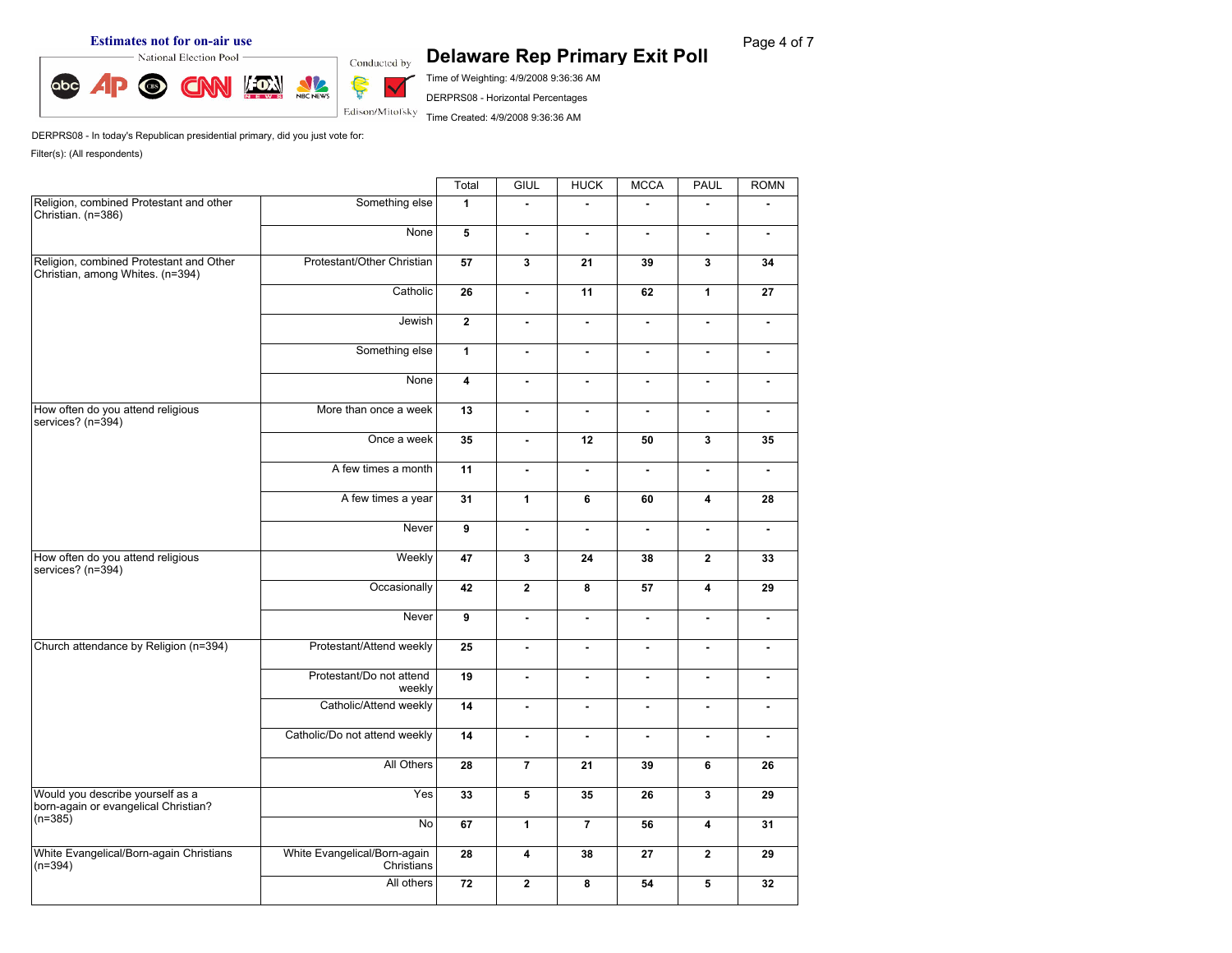Estimates not for on-air use

National Election Pool

Conducted by Edison/Mitofsky

# Delaware Rep Primary Exit Poll

Time of Weighting: 4/9/2008 9:36:36 AM

DERPRS08 - Horizontal Percentages

Time Created: 4/9/2008 9:36:36 AM

DERPRS08 - In today's Republican presidential primary, did you just vote for:

Filter(s): (All respondents)

| | | Total | GIUL | HUCK | MCCA | PAUL | ROMN |
|---|---|---|---|---|---|---|---|
| Religion, combined Protestant and other Christian. (n=386) | Something else | 1 | - | - | - | - | - |
| | None | 5 | - | - | - | - | - |
| Religion, combined Protestant and Other Christian, among Whites. (n=394) | Protestant/Other Christian | 57 | 3 | 21 | 39 | 3 | 34 |
| | Catholic | 26 | - | 11 | 62 | 1 | 27 |
| | Jewish | 2 | - | - | - | - | - |
| | Something else | 1 | - | - | - | - | - |
| | None | 4 | - | - | - | - | - |
| How often do you attend religious services? (n=394) | More than once a week | 13 | - | - | - | - | - |
| | Once a week | 35 | - | 12 | 50 | 3 | 35 |
| | A few times a month | 11 | - | - | - | - | - |
| | A few times a year | 31 | 1 | 6 | 60 | 4 | 28 |
| | Never | 9 | - | - | - | - | - |
| How often do you attend religious services? (n=394) | Weekly | 47 | 3 | 24 | 38 | 2 | 33 |
| | Occasionally | 42 | 2 | 8 | 57 | 4 | 29 |
| | Never | 9 | - | - | - | - | - |
| Church attendance by Religion (n=394) | Protestant/Attend weekly | 25 | - | - | - | - | - |
| | Protestant/Do not attend weekly | 19 | - | - | - | - | - |
| | Catholic/Attend weekly | 14 | - | - | - | - | - |
| | Catholic/Do not attend weekly | 14 | - | - | - | - | - |
| | All Others | 28 | 7 | 21 | 39 | 6 | 26 |
| Would you describe yourself as a born-again or evangelical Christian? (n=385) | Yes | 33 | 5 | 35 | 26 | 3 | 29 |
| | No | 67 | 1 | 7 | 56 | 4 | 31 |
| White Evangelical/Born-again Christians (n=394) | White Evangelical/Born-again Christians | 28 | 4 | 38 | 27 | 2 | 29 |
| | All others | 72 | 2 | 8 | 54 | 5 | 32 |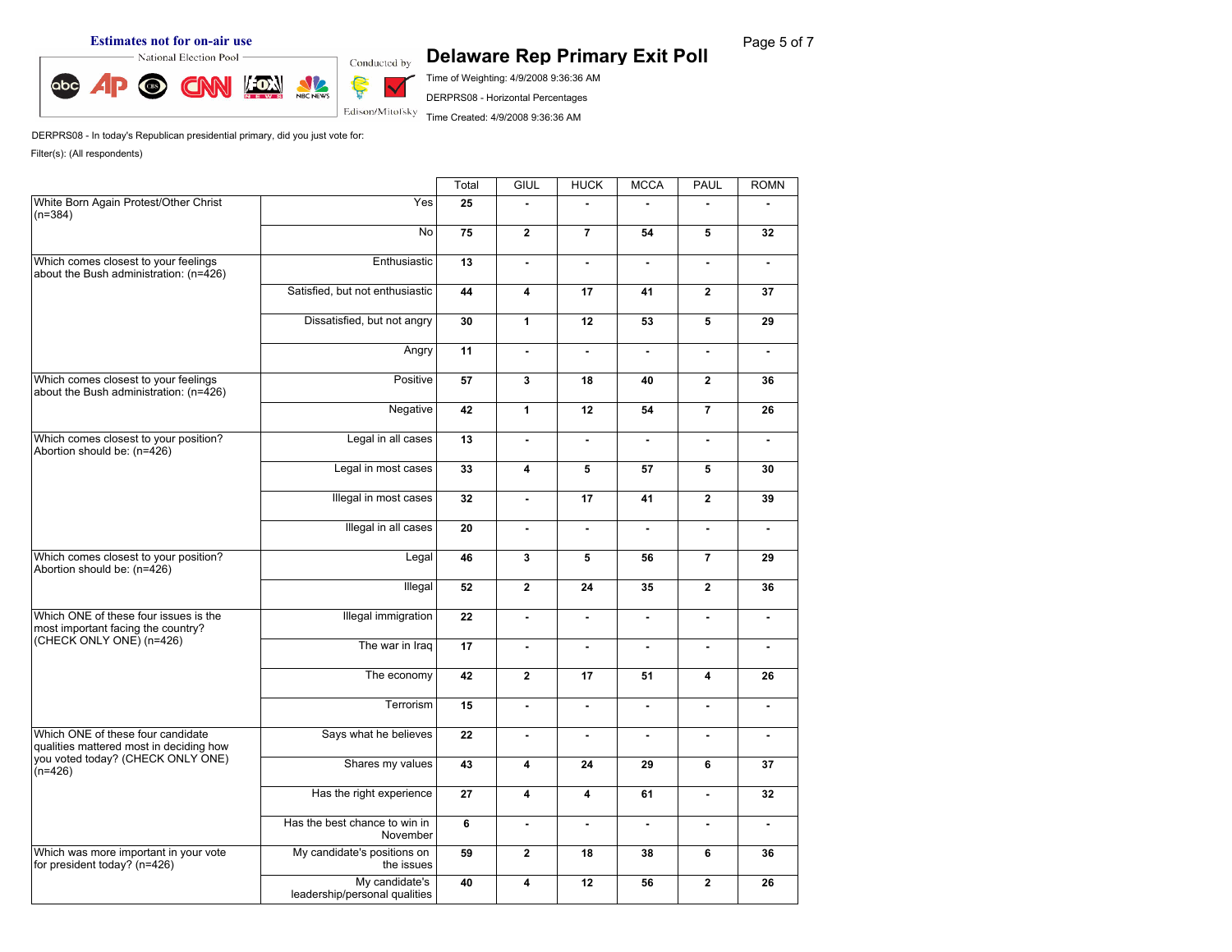**Estimates not for on-air use**

National Election Pool

Conducted by Edison/Mitofsky

# Delaware Rep Primary Exit Poll

Time of Weighting: 4/9/2008 9:36:36 AM

DERPRS08 - Horizontal Percentages

Time Created: 4/9/2008 9:36:36 AM

DERPRS08 - In today's Republican presidential primary, did you just vote for:

Filter(s): (All respondents)

| | | Total | GIUL | HUCK | MCCA | PAUL | ROMN |
|---|---|---|---|---|---|---|---|
| White Born Again Protest/Other Christ (n=384) | Yes | 25 | - | - | - | - | - |
| | No | 75 | 2 | 7 | 54 | 5 | 32 |
| Which comes closest to your feelings about the Bush administration: (n=426) | Enthusiastic | 13 | - | - | - | - | - |
| | Satisfied, but not enthusiastic | 44 | 4 | 17 | 41 | 2 | 37 |
| | Dissatisfied, but not angry | 30 | 1 | 12 | 53 | 5 | 29 |
| | Angry | 11 | - | - | - | - | - |
| Which comes closest to your feelings about the Bush administration: (n=426) | Positive | 57 | 3 | 18 | 40 | 2 | 36 |
| | Negative | 42 | 1 | 12 | 54 | 7 | 26 |
| Which comes closest to your position? Abortion should be: (n=426) | Legal in all cases | 13 | - | - | - | - | - |
| | Legal in most cases | 33 | 4 | 5 | 57 | 5 | 30 |
| | Illegal in most cases | 32 | - | 17 | 41 | 2 | 39 |
| | Illegal in all cases | 20 | - | - | - | - | - |
| Which comes closest to your position? Abortion should be: (n=426) | Legal | 46 | 3 | 5 | 56 | 7 | 29 |
| | Illegal | 52 | 2 | 24 | 35 | 2 | 36 |
| Which ONE of these four issues is the most important facing the country? (CHECK ONLY ONE) (n=426) | Illegal immigration | 22 | - | - | - | - | - |
| | The war in Iraq | 17 | - | - | - | - | - |
| | The economy | 42 | 2 | 17 | 51 | 4 | 26 |
| | Terrorism | 15 | - | - | - | - | - |
| Which ONE of these four candidate qualities mattered most in deciding how you voted today? (CHECK ONLY ONE) (n=426) | Says what he believes | 22 | - | - | - | - | - |
| | Shares my values | 43 | 4 | 24 | 29 | 6 | 37 |
| | Has the right experience | 27 | 4 | 4 | 61 | - | 32 |
| | Has the best chance to win in November | 6 | - | - | - | - | - |
| Which was more important in your vote for president today? (n=426) | My candidate's positions on the issues | 59 | 2 | 18 | 38 | 6 | 36 |
| | My candidate's leadership/personal qualities | 40 | 4 | 12 | 56 | 2 | 26 |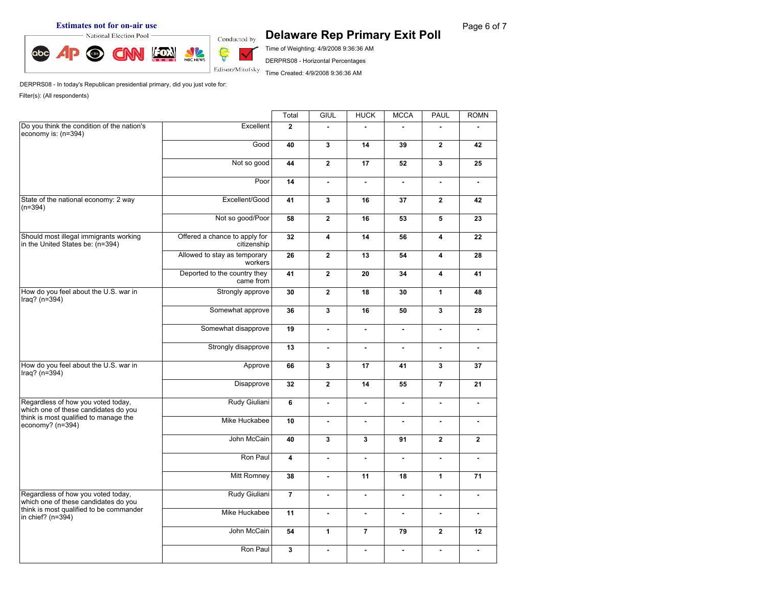**Estimates not for on-air use**

National Election Pool

Conducted by Edison/Mitofsky

# Delaware Rep Primary Exit Poll

Time of Weighting: 4/9/2008 9:36:36 AM

DERPRS08 - Horizontal Percentages

Time Created: 4/9/2008 9:36:36 AM

DERPRS08 - In today's Republican presidential primary, did you just vote for:

Filter(s): (All respondents)

| | | Total | GIUL | HUCK | MCCA | PAUL | ROMN |
|---|---|---|---|---|---|---|---|
| Do you think the condition of the nation's economy is: (n=394) | Excellent | 2 | - | - | - | - | - |
| | Good | 40 | 3 | 14 | 39 | 2 | 42 |
| | Not so good | 44 | 2 | 17 | 52 | 3 | 25 |
| | Poor | 14 | - | - | - | - | - |
| State of the national economy: 2 way (n=394) | Excellent/Good | 41 | 3 | 16 | 37 | 2 | 42 |
| | Not so good/Poor | 58 | 2 | 16 | 53 | 5 | 23 |
| Should most illegal immigrants working in the United States be: (n=394) | Offered a chance to apply for citizenship | 32 | 4 | 14 | 56 | 4 | 22 |
| | Allowed to stay as temporary workers | 26 | 2 | 13 | 54 | 4 | 28 |
| | Deported to the country they came from | 41 | 2 | 20 | 34 | 4 | 41 |
| How do you feel about the U.S. war in Iraq? (n=394) | Strongly approve | 30 | 2 | 18 | 30 | 1 | 48 |
| | Somewhat approve | 36 | 3 | 16 | 50 | 3 | 28 |
| | Somewhat disapprove | 19 | - | - | - | - | - |
| | Strongly disapprove | 13 | - | - | - | - | - |
| How do you feel about the U.S. war in Iraq? (n=394) | Approve | 66 | 3 | 17 | 41 | 3 | 37 |
| | Disapprove | 32 | 2 | 14 | 55 | 7 | 21 |
| Regardless of how you voted today, which one of these candidates do you think is most qualified to manage the economy? (n=394) | Rudy Giuliani | 6 | - | - | - | - | - |
| | Mike Huckabee | 10 | - | - | - | - | - |
| | John McCain | 40 | 3 | 3 | 91 | 2 | 2 |
| | Ron Paul | 4 | - | - | - | - | - |
| | Mitt Romney | 38 | - | 11 | 18 | 1 | 71 |
| Regardless of how you voted today, which one of these candidates do you think is most qualified to be commander in chief? (n=394) | Rudy Giuliani | 7 | - | - | - | - | - |
| | Mike Huckabee | 11 | - | - | - | - | - |
| | John McCain | 54 | 1 | 7 | 79 | 2 | 12 |
| | Ron Paul | 3 | - | - | - | - | - |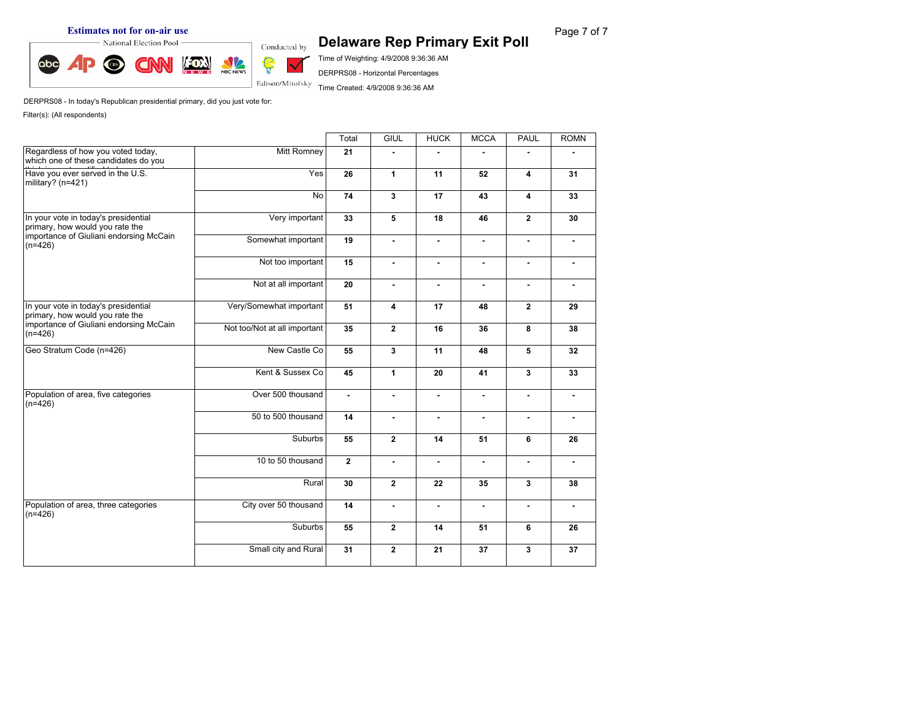**Estimates not for on-air use**

National Election Pool

Conducted by Edison/Mitofsky

# Delaware Rep Primary Exit Poll

Time of Weighting: 4/9/2008 9:36:36 AM

DERPRS08 - Horizontal Percentages

Time Created: 4/9/2008 9:36:36 AM

DERPRS08 - In today's Republican presidential primary, did you just vote for:

Filter(s): (All respondents)

| | | Total | GIUL | HUCK | MCCA | PAUL | ROMN |
|---|---|---|---|---|---|---|---|
| Regardless of how you voted today, which one of these candidates do you | Mitt Romney | 21 | - | - | - | - | - |
| Have you ever served in the U.S. military? (n=421) | Yes | 26 | 1 | 11 | 52 | 4 | 31 |
| | No | 74 | 3 | 17 | 43 | 4 | 33 |
| In your vote in today's presidential primary, how would you rate the importance of Giuliani endorsing McCain (n=426) | Very important | 33 | 5 | 18 | 46 | 2 | 30 |
| | Somewhat important | 19 | - | - | - | - | - |
| | Not too important | 15 | - | - | - | - | - |
| | Not at all important | 20 | - | - | - | - | - |
| In your vote in today's presidential primary, how would you rate the importance of Giuliani endorsing McCain (n=426) | Very/Somewhat important | 51 | 4 | 17 | 48 | 2 | 29 |
| | Not too/Not at all important | 35 | 2 | 16 | 36 | 8 | 38 |
| Geo Stratum Code (n=426) | New Castle Co | 55 | 3 | 11 | 48 | 5 | 32 |
| | Kent & Sussex Co | 45 | 1 | 20 | 41 | 3 | 33 |
| Population of area, five categories (n=426) | Over 500 thousand | - | - | - | - | - | - |
| | 50 to 500 thousand | 14 | - | - | - | - | - |
| | Suburbs | 55 | 2 | 14 | 51 | 6 | 26 |
| | 10 to 50 thousand | 2 | - | - | - | - | - |
| | Rural | 30 | 2 | 22 | 35 | 3 | 38 |
| Population of area, three categories (n=426) | City over 50 thousand | 14 | - | - | - | - | - |
| | Suburbs | 55 | 2 | 14 | 51 | 6 | 26 |
| | Small city and Rural | 31 | 2 | 21 | 37 | 3 | 37 |